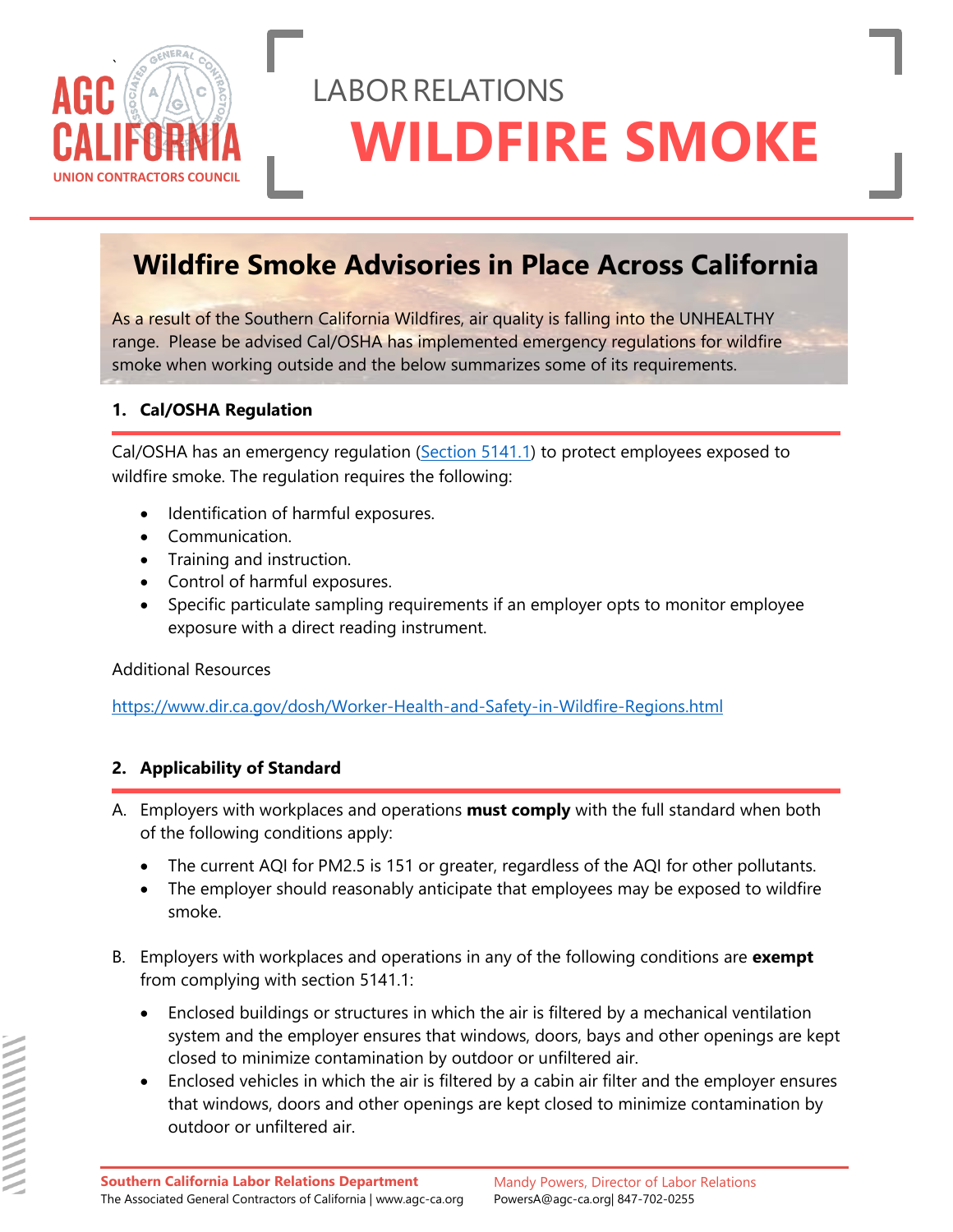AGC CALIFORNIA
UNION CONTRACTORS COUNCIL

LABOR RELATIONS

# WILDFIRE SMOKE

## Wildfire Smoke Advisories in Place Across California

As a result of the Southern California Wildfires, air quality is falling into the UNHEALTHY range. Please be advised Cal/OSHA has implemented emergency regulations for wildfire smoke when working outside and the below summarizes some of its requirements.

### 1. Cal/OSHA Regulation

Cal/OSHA has an emergency regulation (Section 5141.1) to protect employees exposed to wildfire smoke. The regulation requires the following:

- Identification of harmful exposures.
- Communication.
- Training and instruction.
- Control of harmful exposures.
- Specific particulate sampling requirements if an employer opts to monitor employee exposure with a direct reading instrument.

Additional Resources

https://www.dir.ca.gov/dosh/Worker-Health-and-Safety-in-Wildfire-Regions.html

### 2. Applicability of Standard

A. Employers with workplaces and operations **must comply** with the full standard when both of the following conditions apply:

- The current AQI for PM2.5 is 151 or greater, regardless of the AQI for other pollutants.
- The employer should reasonably anticipate that employees may be exposed to wildfire smoke.

B. Employers with workplaces and operations in any of the following conditions are **exempt** from complying with section 5141.1:

- Enclosed buildings or structures in which the air is filtered by a mechanical ventilation system and the employer ensures that windows, doors, bays and other openings are kept closed to minimize contamination by outdoor or unfiltered air.
- Enclosed vehicles in which the air is filtered by a cabin air filter and the employer ensures that windows, doors and other openings are kept closed to minimize contamination by outdoor or unfiltered air.

**Southern California Labor Relations Department**
The Associated General Contractors of California | www.agc-ca.org

Mandy Powers, Director of Labor Relations
PowersA@agc-ca.org| 847-702-0255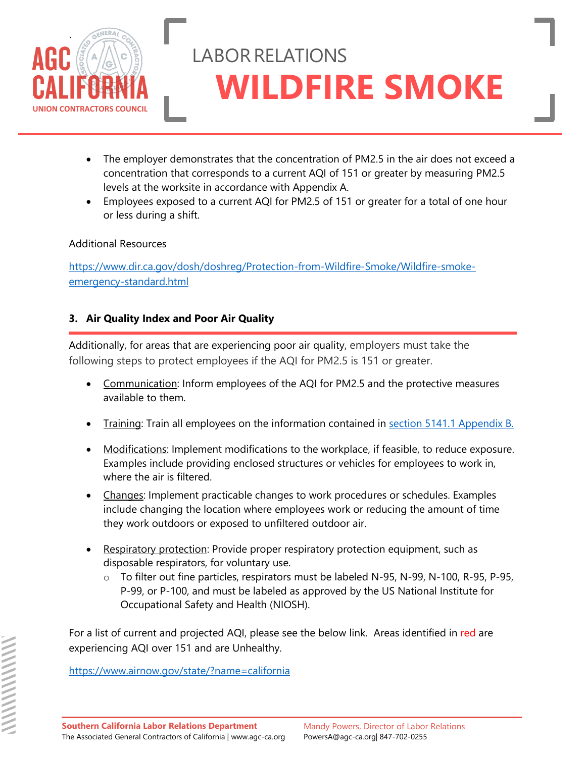- The employer demonstrates that the concentration of PM2.5 in the air does not exceed a concentration that corresponds to a current AQI of 151 or greater by measuring PM2.5 levels at the worksite in accordance with Appendix A.
- Employees exposed to a current AQI for PM2.5 of 151 or greater for a total of one hour or less during a shift.

Additional Resources

https://www.dir.ca.gov/dosh/doshreg/Protection-from-Wildfire-Smoke/Wildfire-smoke-emergency-standard.html

### 3. Air Quality Index and Poor Air Quality

Additionally, for areas that are experiencing poor air quality, employers must take the following steps to protect employees if the AQI for PM2.5 is 151 or greater.

- Communication: Inform employees of the AQI for PM2.5 and the protective measures available to them.
- Training: Train all employees on the information contained in section 5141.1 Appendix B.
- Modifications: Implement modifications to the workplace, if feasible, to reduce exposure. Examples include providing enclosed structures or vehicles for employees to work in, where the air is filtered.
- Changes: Implement practicable changes to work procedures or schedules. Examples include changing the location where employees work or reducing the amount of time they work outdoors or exposed to unfiltered outdoor air.
- Respiratory protection: Provide proper respiratory protection equipment, such as disposable respirators, for voluntary use.
  - To filter out fine particles, respirators must be labeled N-95, N-99, N-100, R-95, P-95, P-99, or P-100, and must be labeled as approved by the US National Institute for Occupational Safety and Health (NIOSH).

For a list of current and projected AQI, please see the below link. Areas identified in red are experiencing AQI over 151 and are Unhealthy.

https://www.airnow.gov/state/?name=california